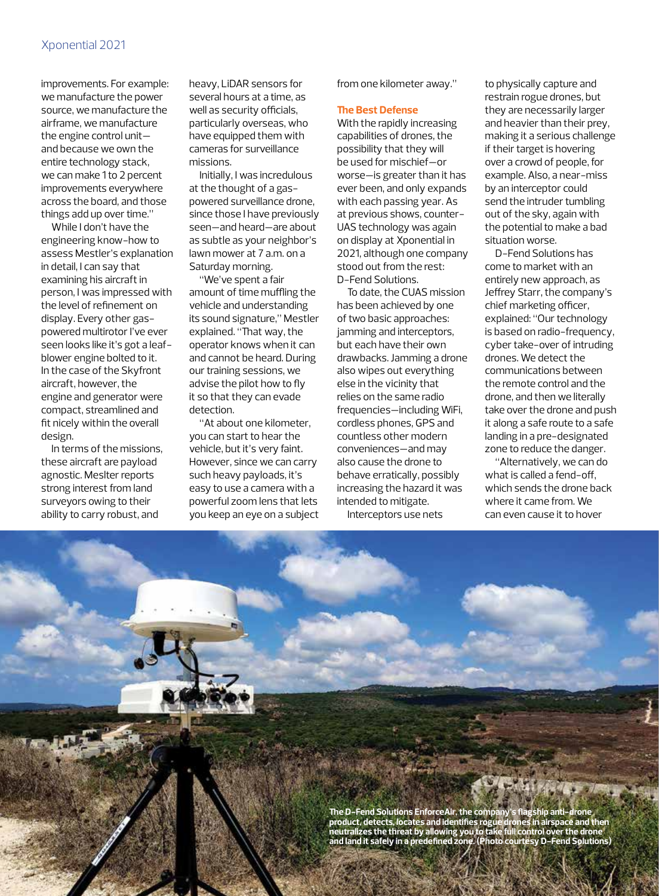improvements. For example: we manufacture the power source, we manufacture the airframe, we manufacture the engine control unit—and because we own the entire technology stack, we can make 1 to 2 percent improvements everywhere across the board, and those things add up over time."

While I don't have the engineering know-how to assess Mestler's explanation in detail, I can say that examining his aircraft in person, I was impressed with the level of refinement on display. Every other gas-powered multirotor I've ever seen looks like it's got a leaf-blower engine bolted to it. In the case of the Skyfront aircraft, however, the engine and generator were compact, streamlined and fit nicely within the overall design.

In terms of the missions, these aircraft are payload agnostic. Meslter reports strong interest from land surveyors owing to their ability to carry robust, and heavy, LiDAR sensors for several hours at a time, as well as security officials, particularly overseas, who have equipped them with cameras for surveillance missions.

Initially, I was incredulous at the thought of a gas-powered surveillance drone, since those I have previously seen—and heard—are about as subtle as your neighbor's lawn mower at 7 a.m. on a Saturday morning.

"We've spent a fair amount of time muffling the vehicle and understanding its sound signature," Mestler explained. "That way, the operator knows when it can and cannot be heard. During our training sessions, we advise the pilot how to fly it so that they can evade detection.

"At about one kilometer, you can start to hear the vehicle, but it's very faint. However, since we can carry such heavy payloads, it's easy to use a camera with a powerful zoom lens that lets you keep an eye on a subject from one kilometer away."

### The Best Defense

With the rapidly increasing capabilities of drones, the possibility that they will be used for mischief—or worse—is greater than it has ever been, and only expands with each passing year. As at previous shows, counter-UAS technology was again on display at Xponential in 2021, although one company stood out from the rest: D-Fend Solutions.

To date, the CUAS mission has been achieved by one of two basic approaches: jamming and interceptors, but each have their own drawbacks. Jamming a drone also wipes out everything else in the vicinity that relies on the same radio frequencies—including WiFi, cordless phones, GPS and countless other modern conveniences—and may also cause the drone to behave erratically, possibly increasing the hazard it was intended to mitigate.

Interceptors use nets to physically capture and restrain rogue drones, but they are necessarily larger and heavier than their prey, making it a serious challenge if their target is hovering over a crowd of people, for example. Also, a near-miss by an interceptor could send the intruder tumbling out of the sky, again with the potential to make a bad situation worse.

D-Fend Solutions has come to market with an entirely new approach, as Jeffrey Starr, the company's chief marketing officer, explained: "Our technology is based on radio-frequency, cyber take-over of intruding drones. We detect the communications between the remote control and the drone, and then we literally take over the drone and push it along a safe route to a safe landing in a pre-designated zone to reduce the danger.

"Alternatively, we can do what is called a fend-off, which sends the drone back where it came from. We can even cause it to hover

**The D-Fend Solutions EnforceAir, the company's flagship anti-drone product, detects, locates and identifies rogue drones in airspace and then neutralizes the threat by allowing you to take full control over the drone and land it safely in a predefined zone. (Photo courtesy D-Fend Solutions)**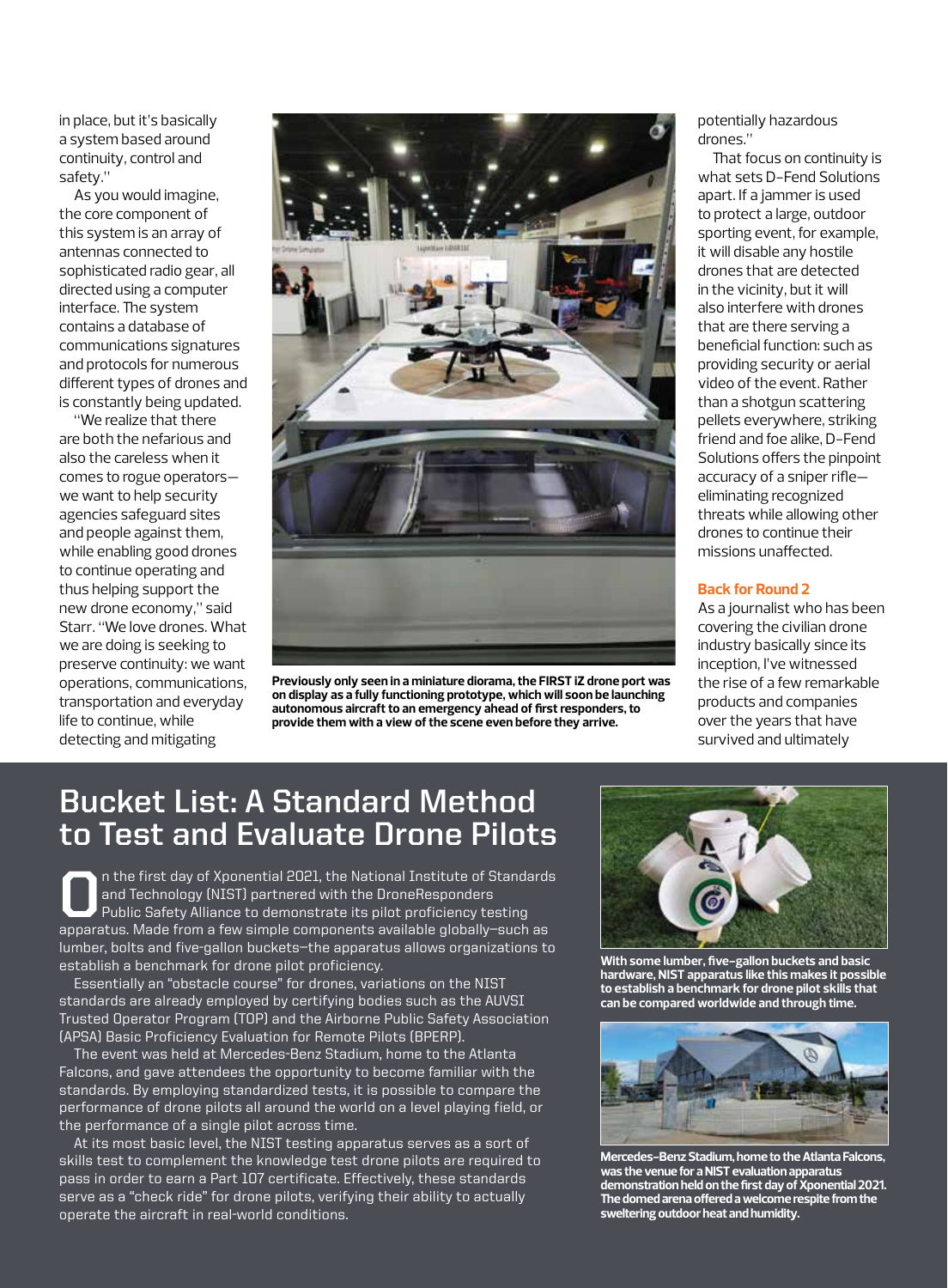in place, but it's basically a system based around continuity, control and safety."

As you would imagine, the core component of this system is an array of antennas connected to sophisticated radio gear, all directed using a computer interface. The system contains a database of communications signatures and protocols for numerous different types of drones and is constantly being updated.

"We realize that there are both the nefarious and also the careless when it comes to rogue operators—we want to help security agencies safeguard sites and people against them, while enabling good drones to continue operating and thus helping support the new drone economy," said Starr. "We love drones. What we are doing is seeking to preserve continuity: we want operations, communications, transportation and everyday life to continue, while detecting and mitigating potentially hazardous drones."

That focus on continuity is what sets D-Fend Solutions apart. If a jammer is used to protect a large, outdoor sporting event, for example, it will disable any hostile drones that are detected in the vicinity, but it will also interfere with drones that are there serving a beneficial function: such as providing security or aerial video of the event. Rather than a shotgun scattering pellets everywhere, striking friend and foe alike, D-Fend Solutions offers the pinpoint accuracy of a sniper rifle—eliminating recognized threats while allowing other drones to continue their missions unaffected.

**Previously only seen in a miniature diorama, the FIRST iZ drone port was on display as a fully functioning prototype, which will soon be launching autonomous aircraft to an emergency ahead of first responders, to provide them with a view of the scene even before they arrive.**

### Back for Round 2

As a journalist who has been covering the civilian drone industry basically since its inception, I've witnessed the rise of a few remarkable products and companies over the years that have survived and ultimately

## Bucket List: A Standard Method to Test and Evaluate Drone Pilots

On the first day of Xponential 2021, the National Institute of Standards and Technology (NIST) partnered with the DroneResponders Public Safety Alliance to demonstrate its pilot proficiency testing apparatus. Made from a few simple components available globally—such as lumber, bolts and five-gallon buckets—the apparatus allows organizations to establish a benchmark for drone pilot proficiency.

Essentially an "obstacle course" for drones, variations on the NIST standards are already employed by certifying bodies such as the AUVSI Trusted Operator Program (TOP) and the Airborne Public Safety Association (APSA) Basic Proficiency Evaluation for Remote Pilots (BPERP).

The event was held at Mercedes-Benz Stadium, home to the Atlanta Falcons, and gave attendees the opportunity to become familiar with the standards. By employing standardized tests, it is possible to compare the performance of drone pilots all around the world on a level playing field, or the performance of a single pilot across time.

At its most basic level, the NIST testing apparatus serves as a sort of skills test to complement the knowledge test drone pilots are required to pass in order to earn a Part 107 certificate. Effectively, these standards serve as a "check ride" for drone pilots, verifying their ability to actually operate the aircraft in real-world conditions.

**With some lumber, five-gallon buckets and basic hardware, NIST apparatus like this makes it possible to establish a benchmark for drone pilot skills that can be compared worldwide and through time.**

**Mercedes-Benz Stadium, home to the Atlanta Falcons, was the venue for a NIST evaluation apparatus demonstration held on the first day of Xponential 2021. The domed arena offered a welcome respite from the sweltering outdoor heat and humidity.**